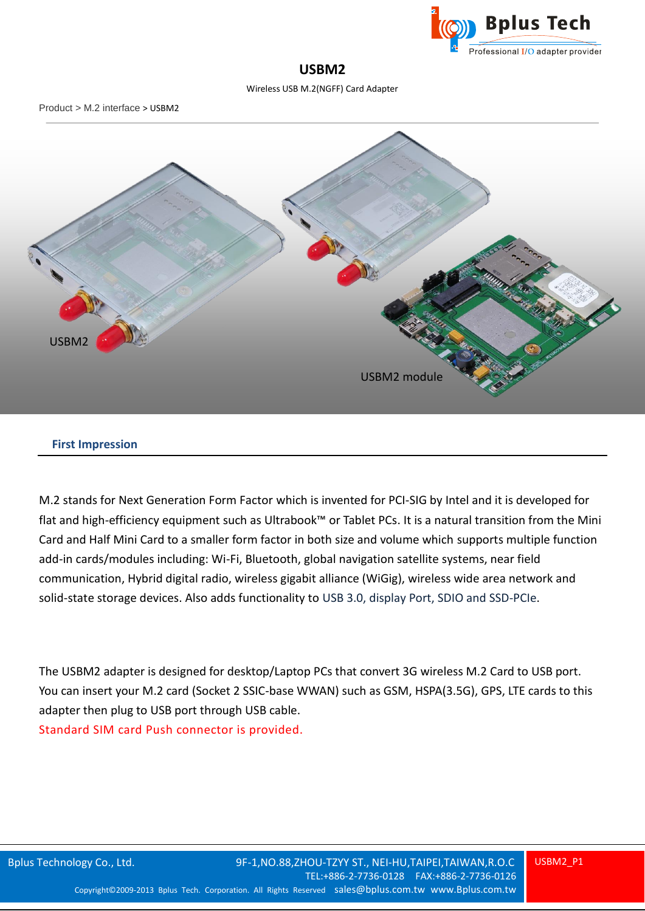# USBM2

Wireless USB M.2(NGFF) Card Adapter

Product > M.2 interface > USBM2

USBM2

USBM2 module

## First Impression

M.2 stands for Next Generation Form Factor which is invented for PCI-SIG by Intel and it is developed for flat and high-efficiency equipment such as Ultrabook™ or Tablet PCs. It is a natural transition from the Mini Card and Half Mini Card to a smaller form factor in both size and volume which supports multiple function add-in cards/modules including: Wi-Fi, Bluetooth, global navigation satellite systems, near field communication, Hybrid digital radio, wireless gigabit alliance (WiGig), wireless wide area network and solid-state storage devices. Also adds functionality to USB 3.0, display Port, SDIO and SSD-PCIe.

The USBM2 adapter is designed for desktop/Laptop PCs that convert 3G wireless M.2 Card to USB port. You can insert your M.2 card (Socket 2 SSIC-base WWAN) such as GSM, HSPA(3.5G), GPS, LTE cards to this adapter then plug to USB port through USB cable.

Standard SIM card Push connector is provided.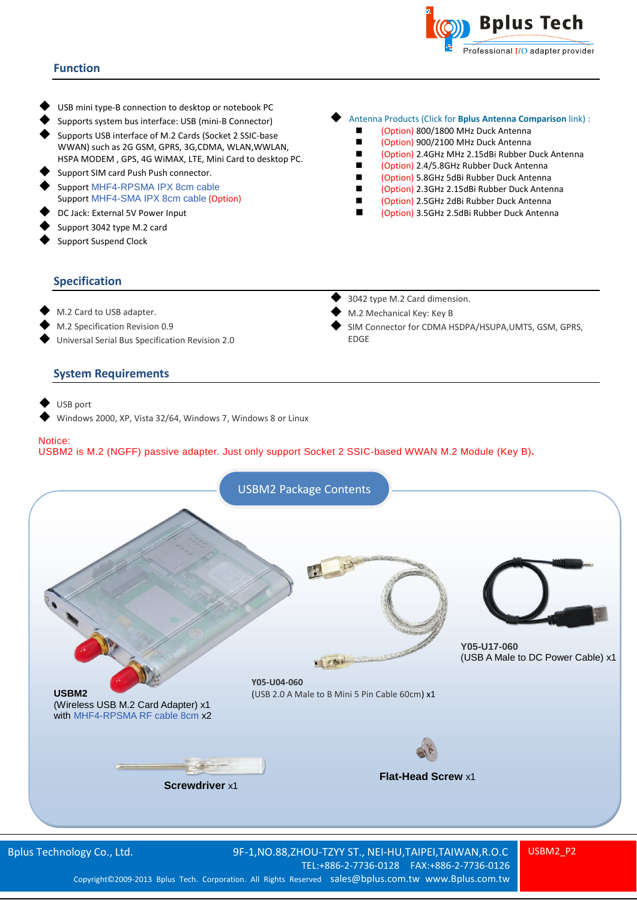## Function

- USB mini type-B connection to desktop or notebook PC
- Supports system bus interface: USB (mini-B Connector)
- Supports USB interface of M.2 Cards (Socket 2 SSIC-base WWAN) such as 2G GSM, GPRS, 3G,CDMA, WLAN,WWLAN, HSPA MODEM , GPS, 4G WiMAX, LTE, Mini Card to desktop PC.
- Support SIM card Push Push connector.
- Support MHF4-RPSMA IPX 8cm cable
  Support MHF4-SMA IPX 8cm cable (Option)
- DC Jack: External 5V Power Input
- Support 3042 type M.2 card
- Support Suspend Clock
- Antenna Products (Click for **Bplus Antenna Comparison** link) :
  - (Option) 800/1800 MHz Duck Antenna
  - (Option) 900/2100 MHz Duck Antenna
  - (Option) 2.4GHz MHz 2.15dBi Rubber Duck Antenna
  - (Option) 2.4/5.8GHz Rubber Duck Antenna
  - (Option) 5.8GHz 5dBi Rubber Duck Antenna
  - (Option) 2.3GHz 2.15dBi Rubber Duck Antenna
  - (Option) 2.5GHz 2dBi Rubber Duck Antenna
  - (Option) 3.5GHz 2.5dBi Rubber Duck Antenna

## Specification

- M.2 Card to USB adapter.
- M.2 Specification Revision 0.9
- Universal Serial Bus Specification Revision 2.0
- 3042 type M.2 Card dimension.
- M.2 Mechanical Key: Key B
- SIM Connector for CDMA HSDPA/HSUPA,UMTS, GSM, GPRS, EDGE

## System Requirements

- USB port
- Windows 2000, XP, Vista 32/64, Windows 7, Windows 8 or Linux

Notice:
USBM2 is M.2 (NGFF) passive adapter. Just only support Socket 2 SSIC-based WWAN M.2 Module (Key B).

## USBM2 Package Contents

**USBM2**
(Wireless USB M.2 Card Adapter) x1
with MHF4-RPSMA RF cable 8cm x2

**Y05-U04-060**
(USB 2.0 A Male to B Mini 5 Pin Cable 60cm) x1

**Y05-U17-060**
(USB A Male to DC Power Cable) x1

**Screwdriver** x1

**Flat-Head Screw** x1

Bplus Technology Co., Ltd. 9F-1,NO.88,ZHOU-TZYY ST., NEI-HU,TAIPEI,TAIWAN,R.O.C
TEL:+886-2-7736-0128 FAX:+886-2-7736-0126
Copyright©2009-2013 Bplus Tech. Corporation. All Rights Reserved sales@bplus.com.tw www.Bplus.com.tw